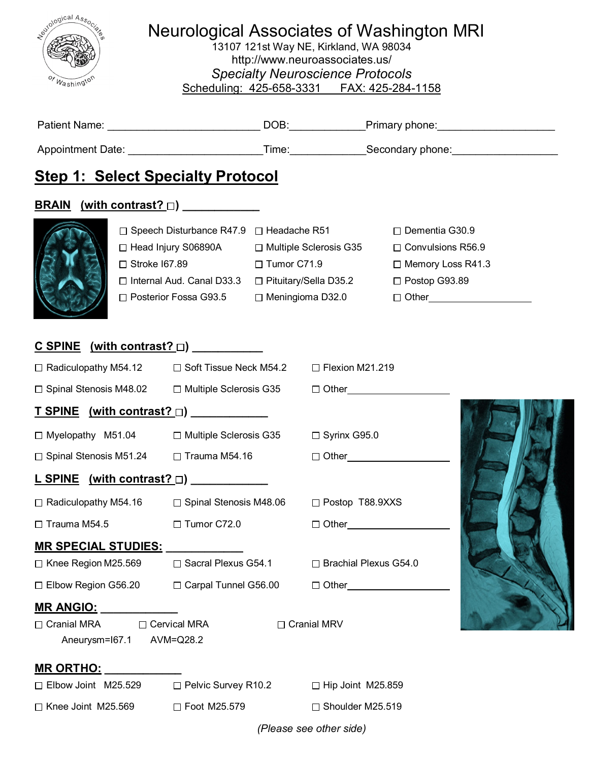# Neurological Associates of Washington MRI

13107 121st Way NE, Kirkland, WA 98034
http://www.neuroassociates.us/
*Specialty Neuroscience Protocols*
Scheduling: 425-658-3331 FAX: 425-284-1158

Patient Name: _________________________ DOB:____________ Primary phone:___________________

Appointment Date: _____________________ Time:____________ Secondary phone:_________________

## Step 1: Select Specialty Protocol

### BRAIN (with contrast? ☐) ____________

- ☐ Speech Disturbance R47.9
- ☐ Headache R51
- ☐ Dementia G30.9
- ☐ Head Injury S06890A
- ☐ Multiple Sclerosis G35
- ☐ Convulsions R56.9
- ☐ Stroke I67.89
- ☐ Tumor C71.9
- ☐ Memory Loss R41.3
- ☐ Internal Aud. Canal D33.3
- ☐ Pituitary/Sella D35.2
- ☐ Postop G93.89
- ☐ Posterior Fossa G93.5
- ☐ Meningioma D32.0
- ☐ Other___________________

### C SPINE (with contrast? ☐) ___________

- ☐ Radiculopathy M54.12
- ☐ Soft Tissue Neck M54.2
- ☐ Flexion M21.219
- ☐ Spinal Stenosis M48.02
- ☐ Multiple Sclerosis G35
- ☐ Other___________________

### T SPINE (with contrast? ☐) ____________

- ☐ Myelopathy M51.04
- ☐ Multiple Sclerosis G35
- ☐ Syrinx G95.0
- ☐ Spinal Stenosis M51.24
- ☐ Trauma M54.16
- ☐ Other___________________

### L SPINE (with contrast? ☐) ____________

- ☐ Radiculopathy M54.16
- ☐ Spinal Stenosis M48.06
- ☐ Postop T88.9XXS
- ☐ Trauma M54.5
- ☐ Tumor C72.0
- ☐ Other___________________

### MR SPECIAL STUDIES: ____________

- ☐ Knee Region M25.569
- ☐ Sacral Plexus G54.1
- ☐ Brachial Plexus G54.0
- ☐ Elbow Region G56.20
- ☐ Carpal Tunnel G56.00
- ☐ Other___________________

### MR ANGIO: ____________

- ☐ Cranial MRA
- ☐ Cervical MRA
- ☐ Cranial MRV

Aneurysm=I67.1 AVM=Q28.2

### MR ORTHO: ____________

- ☐ Elbow Joint M25.529
- ☐ Pelvic Survey R10.2
- ☐ Hip Joint M25.859
- ☐ Knee Joint M25.569
- ☐ Foot M25.579
- ☐ Shoulder M25.519

*(Please see other side)*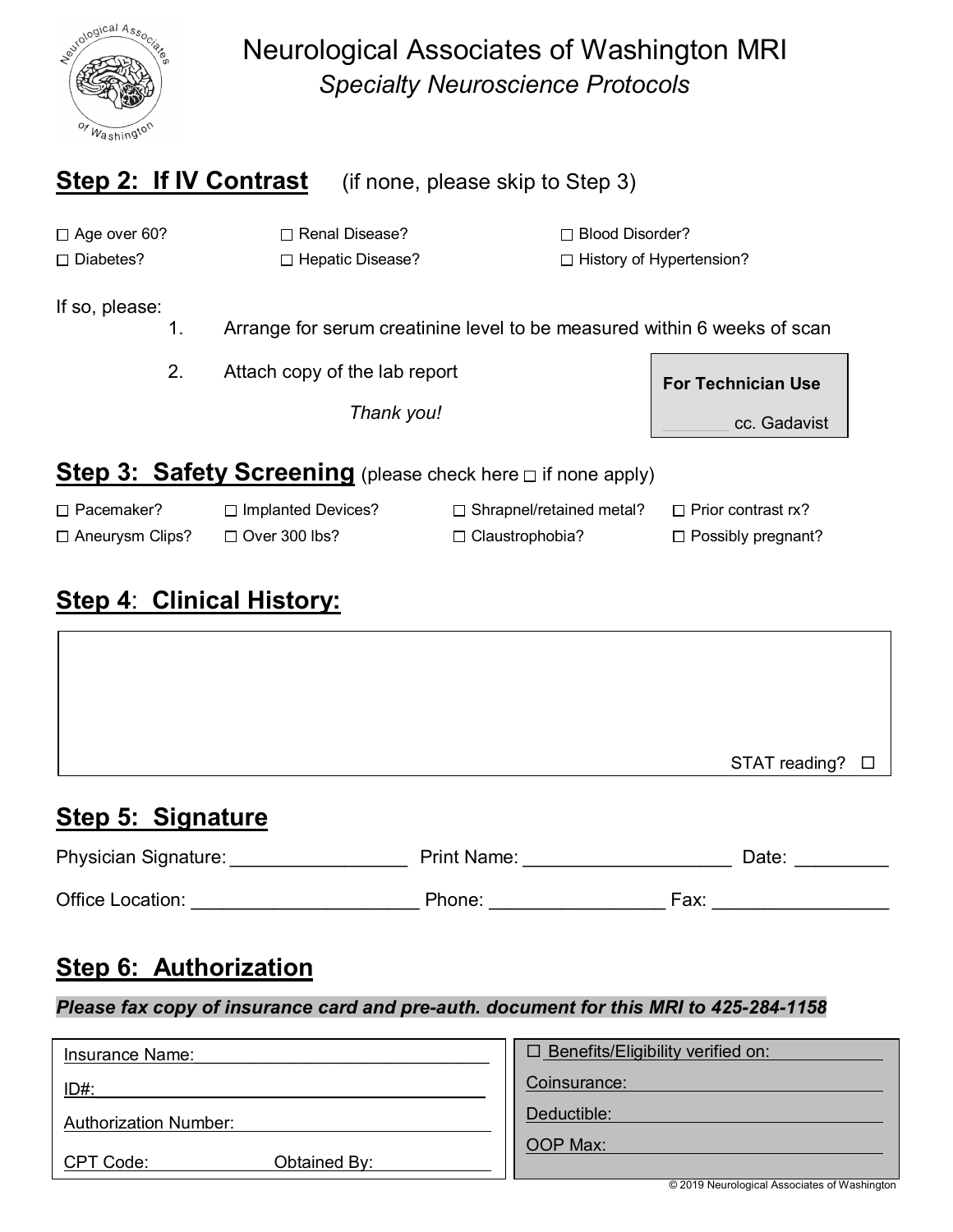# Neurological Associates of Washington MRI

*Specialty Neuroscience Protocols*

## Step 2: If IV Contrast (if none, please skip to Step 3)

☐ Age over 60? ☐ Renal Disease? ☐ Blood Disorder?

☐ Diabetes? ☐ Hepatic Disease? ☐ History of Hypertension?

If so, please:

1. Arrange for serum creatinine level to be measured within 6 weeks of scan
2. Attach copy of the lab report

*Thank you!*

**For Technician Use**

________ cc. Gadavist

## Step 3: Safety Screening (please check here ☐ if none apply)

☐ Pacemaker? ☐ Implanted Devices? ☐ Shrapnel/retained metal? ☐ Prior contrast rx?

☐ Aneurysm Clips? ☐ Over 300 lbs? ☐ Claustrophobia? ☐ Possibly pregnant?

## Step 4: Clinical History:

STAT reading? ☐

## Step 5: Signature

Physician Signature: ________________ Print Name: ____________________ Date: _________

Office Location: _____________________ Phone: ________________ Fax: ________________

## Step 6: Authorization

***Please fax copy of insurance card and pre-auth. document for this MRI to 425-284-1158***

Insurance Name: ______________________________

ID#: ______________________________

Authorization Number: ______________________________

CPT Code: ______________ Obtained By: ______________

☐ Benefits/Eligibility verified on: ______________________________

Coinsurance: ______________________________

Deductible: ______________________________

OOP Max: ______________________________

© 2019 Neurological Associates of Washington